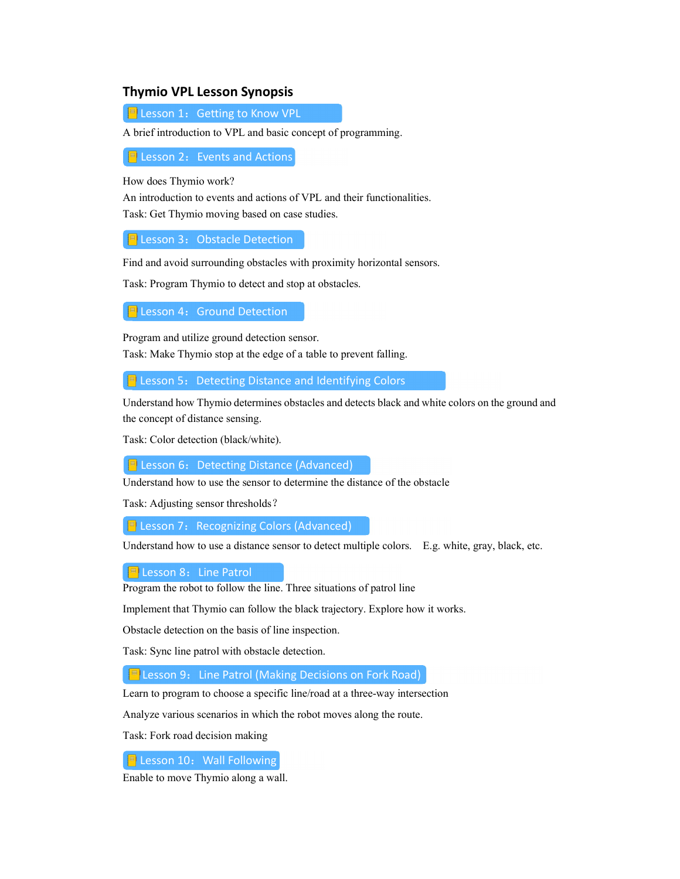# Thymio VPL Lesson Synopsis

## Lesson 1： Getting to Know VPL

A brief introduction to VPL and basic concept of programming.

## Lesson 2： Events and Actions

How does Thymio work?

An introduction to events and actions of VPL and their functionalities.

Task: Get Thymio moving based on case studies.

## Lesson 3： Obstacle Detection

Find and avoid surrounding obstacles with proximity horizontal sensors.

Task: Program Thymio to detect and stop at obstacles.

## Lesson 4： Ground Detection

Program and utilize ground detection sensor.

Task: Make Thymio stop at the edge of a table to prevent falling.

## Lesson 5： Detecting Distance and Identifying Colors

Understand how Thymio determines obstacles and detects black and white colors on the ground and the concept of distance sensing.

Task: Color detection (black/white).

## Lesson 6： Detecting Distance (Advanced)

Understand how to use the sensor to determine the distance of the obstacle

Task: Adjusting sensor thresholds？

## Lesson 7： Recognizing Colors (Advanced)

Understand how to use a distance sensor to detect multiple colors. E.g. white, gray, black, etc.

## Lesson 8： Line Patrol

Program the robot to follow the line. Three situations of patrol line

Implement that Thymio can follow the black trajectory. Explore how it works.

Obstacle detection on the basis of line inspection.

Task: Sync line patrol with obstacle detection.

## Lesson 9： Line Patrol (Making Decisions on Fork Road)

Learn to program to choose a specific line/road at a three-way intersection

Analyze various scenarios in which the robot moves along the route.

Task: Fork road decision making

## Lesson 10： Wall Following

Enable to move Thymio along a wall.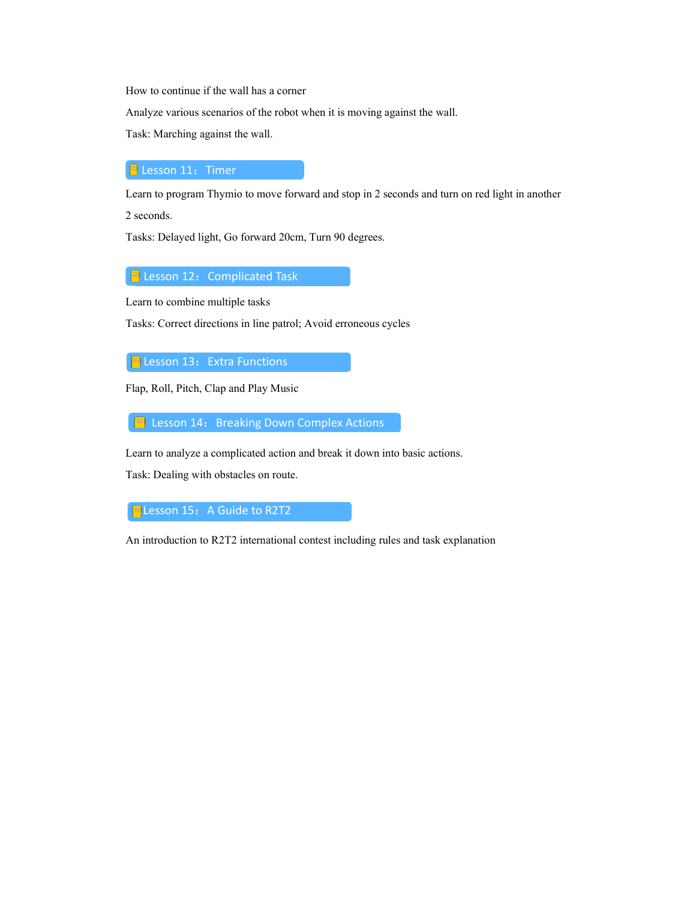How to continue if the wall has a corner

Analyze various scenarios of the robot when it is moving against the wall.

Task: Marching against the wall.

## Lesson 11：Timer

Learn to program Thymio to move forward and stop in 2 seconds and turn on red light in another 2 seconds.

Tasks: Delayed light, Go forward 20cm, Turn 90 degrees.

## Lesson 12：Complicated Task

Learn to combine multiple tasks

Tasks: Correct directions in line patrol; Avoid erroneous cycles

## Lesson 13：Extra Functions

Flap, Roll, Pitch, Clap and Play Music

## Lesson 14：Breaking Down Complex Actions

Learn to analyze a complicated action and break it down into basic actions.

Task: Dealing with obstacles on route.

## Lesson 15：A Guide to R2T2

An introduction to R2T2 international contest including rules and task explanation